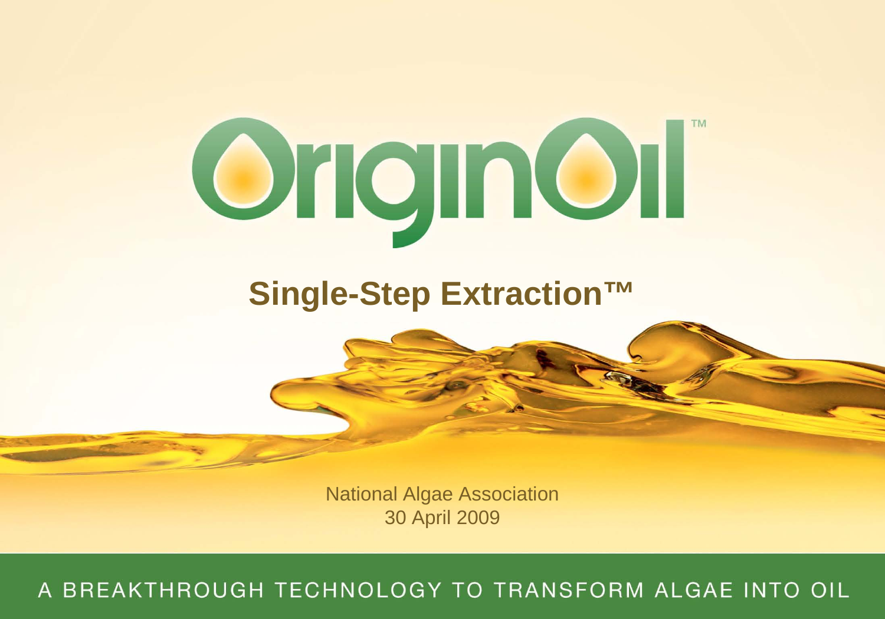# OriginOil™

## Single-Step Extraction™

National Algae Association
30 April 2009

A BREAKTHROUGH TECHNOLOGY TO TRANSFORM ALGAE INTO OIL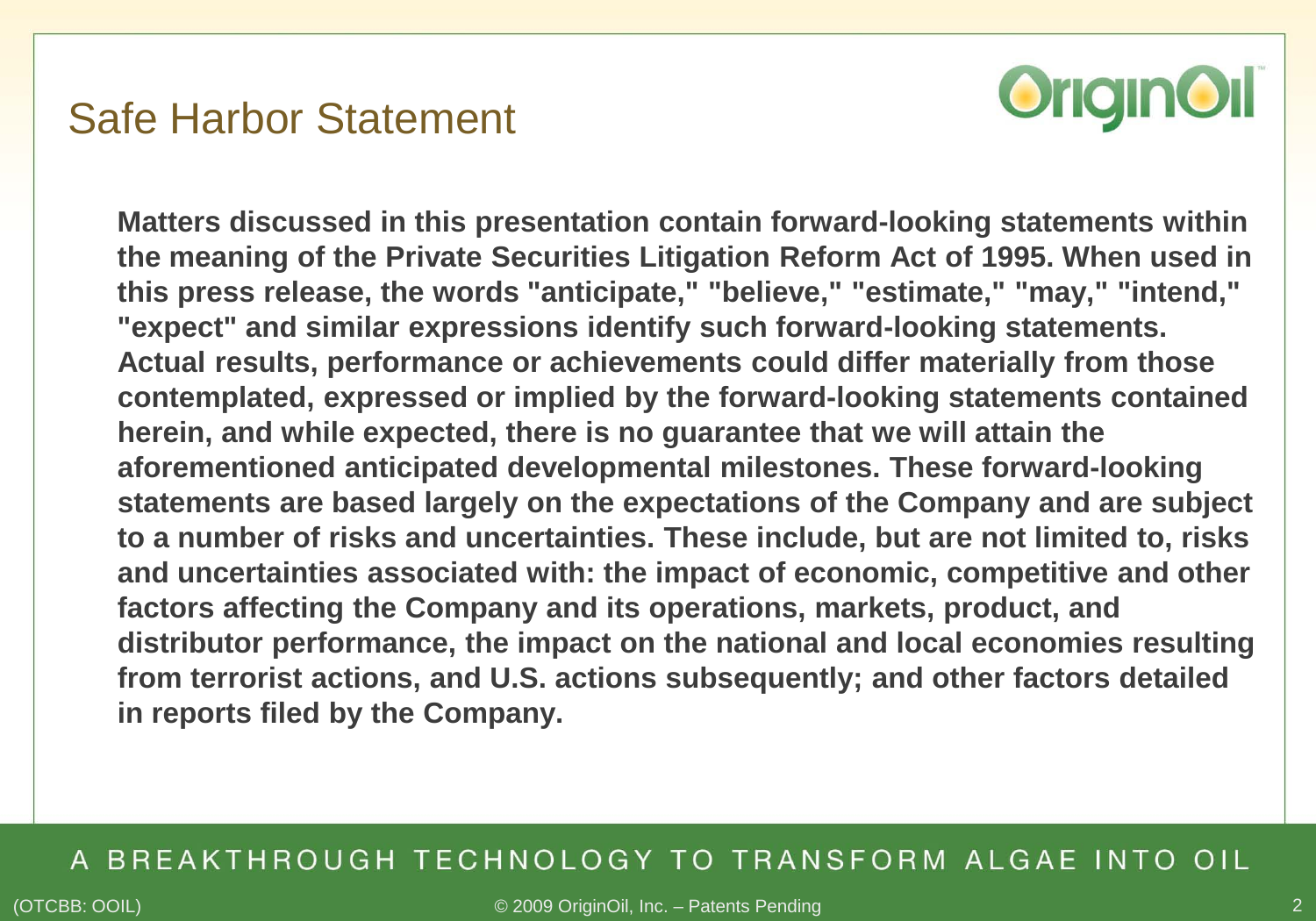# Safe Harbor Statement

**Matters discussed in this presentation contain forward-looking statements within the meaning of the Private Securities Litigation Reform Act of 1995. When used in this press release, the words "anticipate," "believe," "estimate," "may," "intend," "expect" and similar expressions identify such forward-looking statements. Actual results, performance or achievements could differ materially from those contemplated, expressed or implied by the forward-looking statements contained herein, and while expected, there is no guarantee that we will attain the aforementioned anticipated developmental milestones. These forward-looking statements are based largely on the expectations of the Company and are subject to a number of risks and uncertainties. These include, but are not limited to, risks and uncertainties associated with: the impact of economic, competitive and other factors affecting the Company and its operations, markets, product, and distributor performance, the impact on the national and local economies resulting from terrorist actions, and U.S. actions subsequently; and other factors detailed in reports filed by the Company.**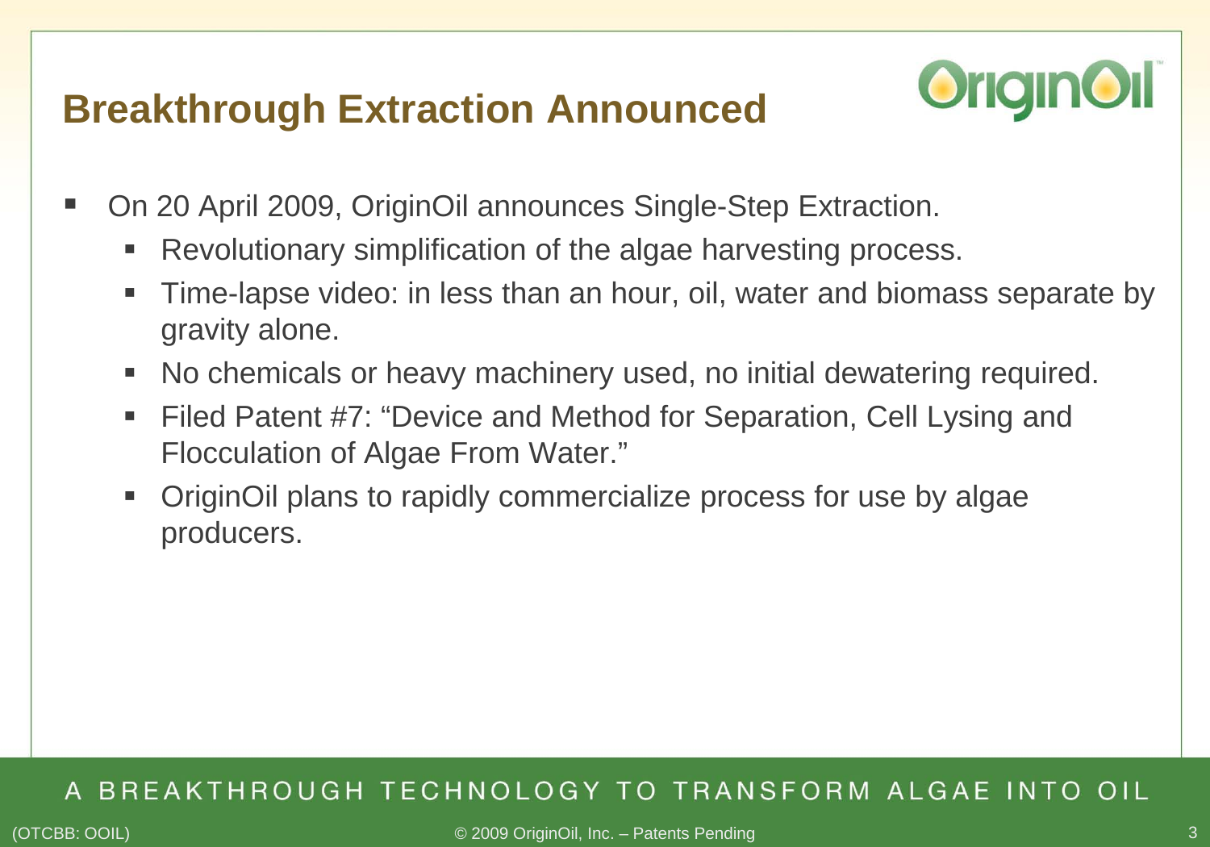## Breakthrough Extraction Announced

- On 20 April 2009, OriginOil announces Single-Step Extraction.
  - Revolutionary simplification of the algae harvesting process.
  - Time-lapse video: in less than an hour, oil, water and biomass separate by gravity alone.
  - No chemicals or heavy machinery used, no initial dewatering required.
  - Filed Patent #7: "Device and Method for Separation, Cell Lysing and Flocculation of Algae From Water."
  - OriginOil plans to rapidly commercialize process for use by algae producers.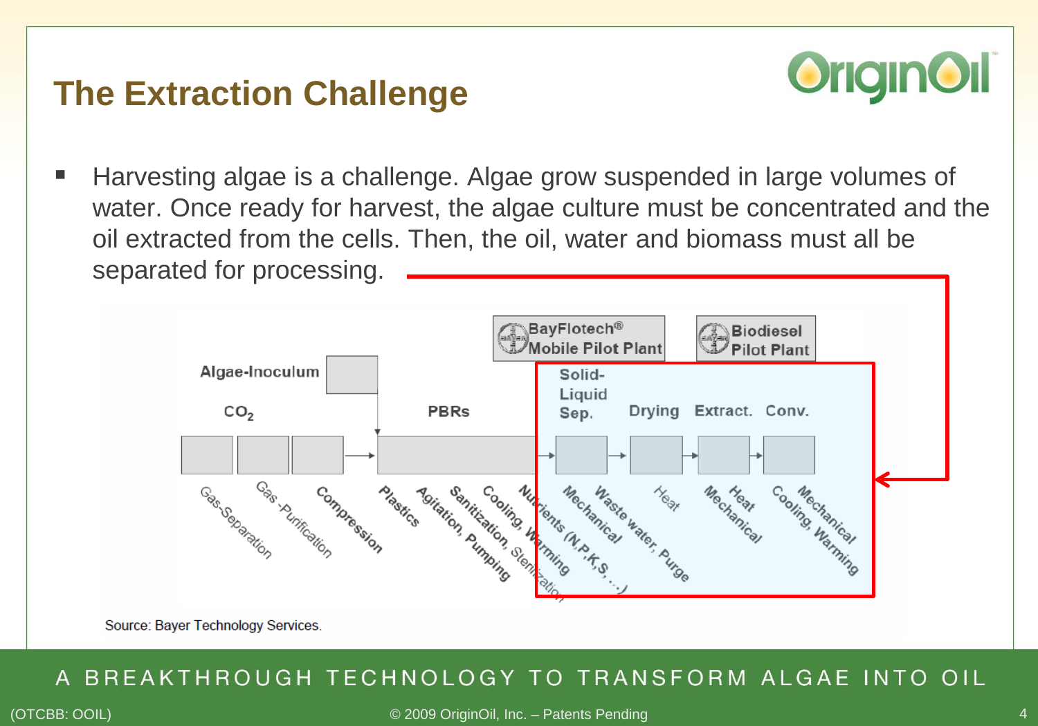# The Extraction Challenge

- Harvesting algae is a challenge. Algae grow suspended in large volumes of water. Once ready for harvest, the algae culture must be concentrated and the oil extracted from the cells. Then, the oil, water and biomass must all be separated for processing.

BayFlotech® Mobile Pilot Plant

Biodiesel Pilot Plant

Algae-Inoculum

$CO_2$

PBRs

Solid-Liquid Sep.

Drying

Extract.

Conv.

Gas-Separation

Gas-Purification

Compression

Plastics

Agitation, Pumping

Sanitization, Sterilization

Cooling, Warming

Nutrients (N,P,K,S,…)

Mechanical

Waste water, Purge

Heat

Mechanical

Heat

Mechanical

Cooling, Warming

Mechanical

Source: Bayer Technology Services.

A BREAKTHROUGH TECHNOLOGY TO TRANSFORM ALGAE INTO OIL

(OTCBB: OOIL)

© 2009 OriginOil, Inc. – Patents Pending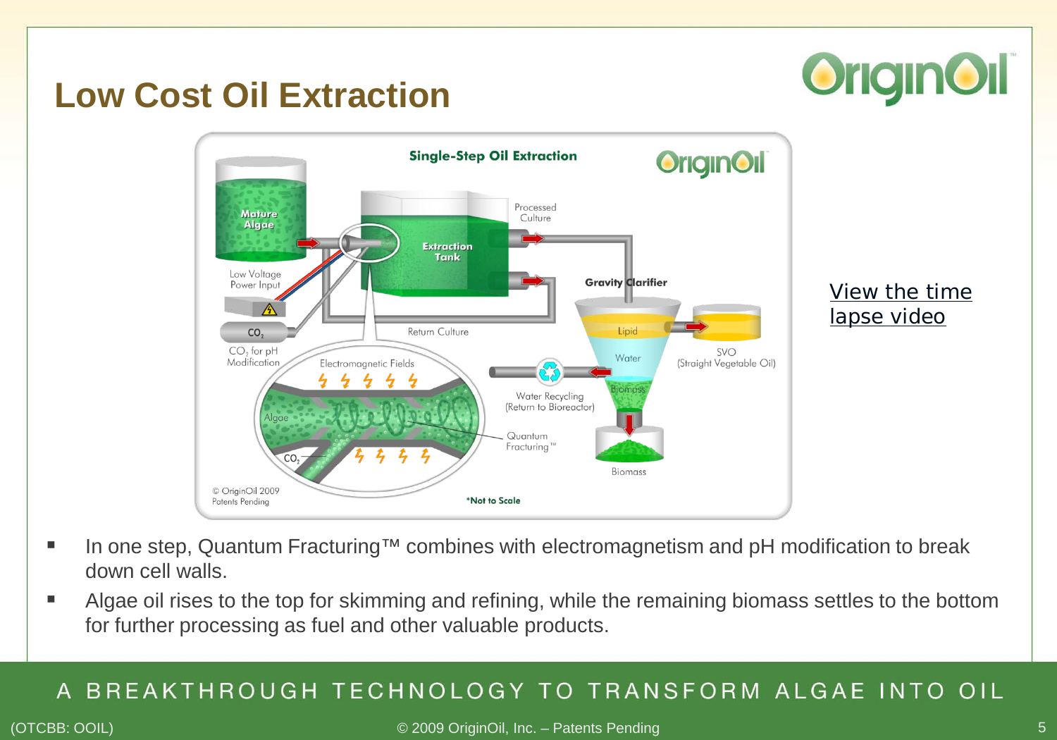# Low Cost Oil Extraction

**Single-Step Oil Extraction**

Mature Algae

Extraction Tank

Processed Culture

Low Voltage Power Input

$CO_2$

$CO_2$ for pH Modification

Return Culture

Gravity Clarifier

Lipid

Water

Biomass

SVO (Straight Vegetable Oil)

Electromagnetic Fields

Algae

$CO_2$

Water Recycling (Return to Bioreactor)

Quantum Fracturing™

Biomass

© OriginOil 2009 Patents Pending

*Not to Scale

View the time lapse video

- In one step, Quantum Fracturing™ combines with electromagnetism and pH modification to break down cell walls.
- Algae oil rises to the top for skimming and refining, while the remaining biomass settles to the bottom for further processing as fuel and other valuable products.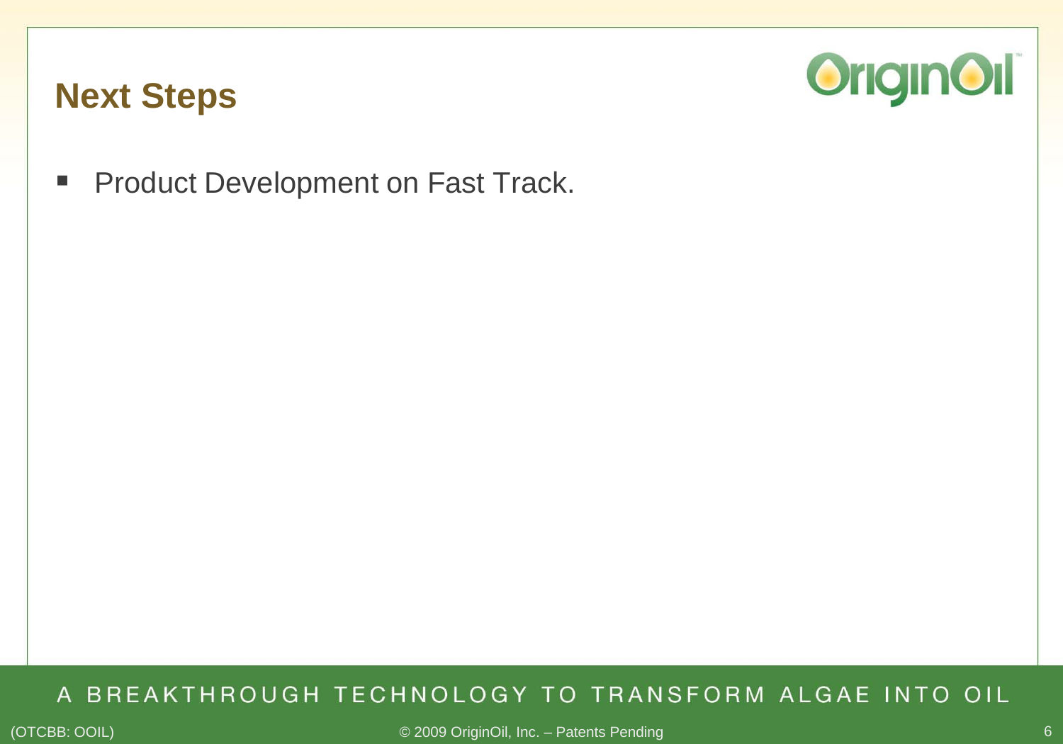## Next Steps

- Product Development on Fast Track.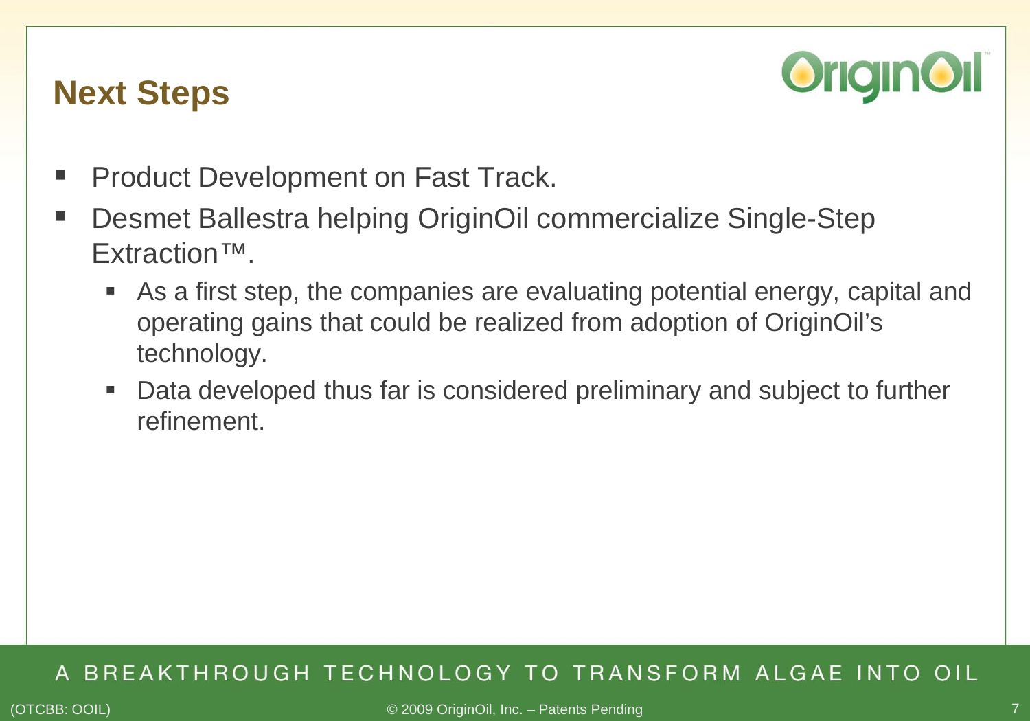## Next Steps

- Product Development on Fast Track.
- Desmet Ballestra helping OriginOil commercialize Single-Step Extraction™.
  - As a first step, the companies are evaluating potential energy, capital and operating gains that could be realized from adoption of OriginOil's technology.
  - Data developed thus far is considered preliminary and subject to further refinement.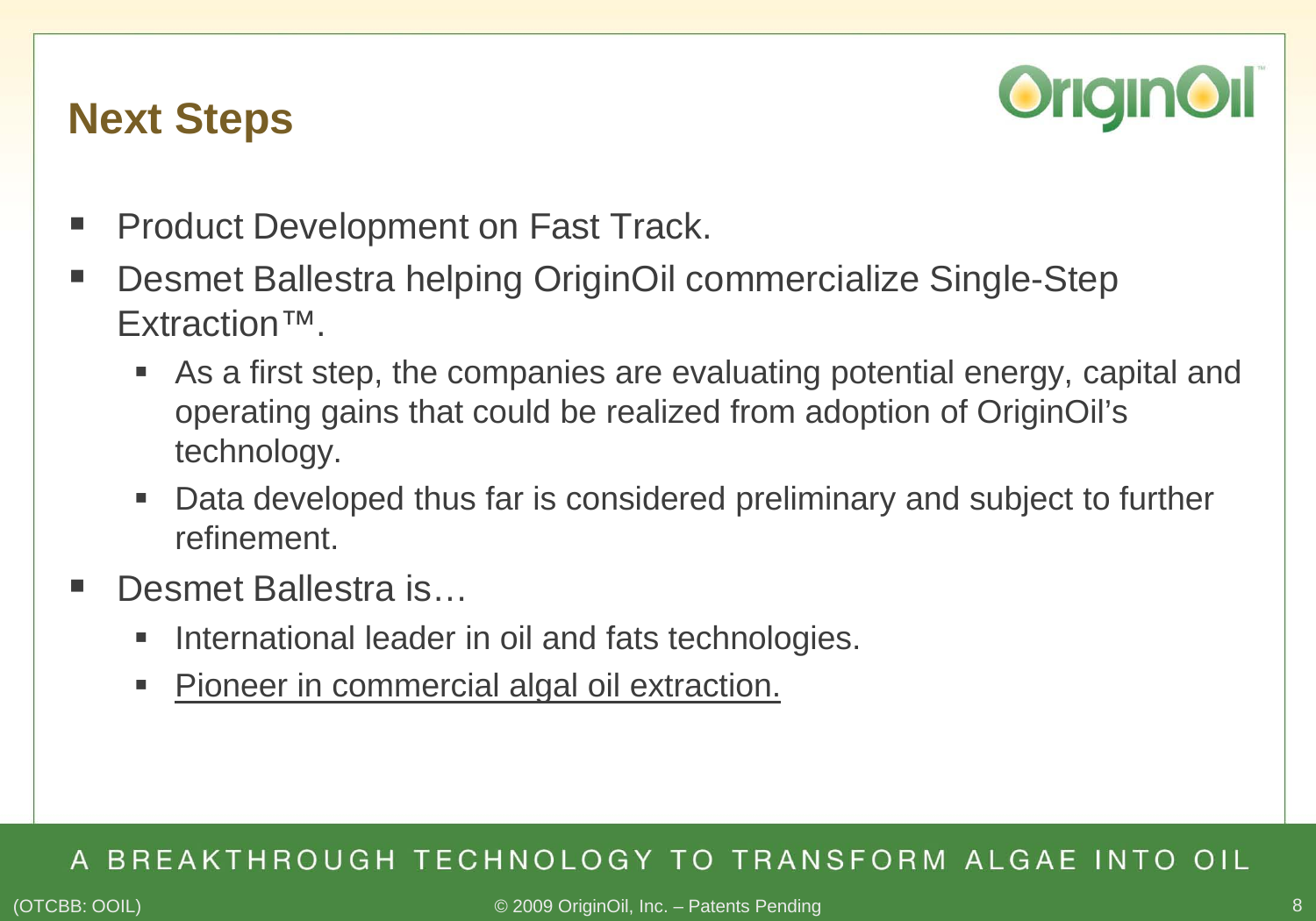## Next Steps

- Product Development on Fast Track.
- Desmet Ballestra helping OriginOil commercialize Single-Step Extraction™.
  - As a first step, the companies are evaluating potential energy, capital and operating gains that could be realized from adoption of OriginOil's technology.
  - Data developed thus far is considered preliminary and subject to further refinement.
- Desmet Ballestra is…
  - International leader in oil and fats technologies.
  - Pioneer in commercial algal oil extraction.

A BREAKTHROUGH TECHNOLOGY TO TRANSFORM ALGAE INTO OIL

(OTCBB: OOIL) © 2009 OriginOil, Inc. – Patents Pending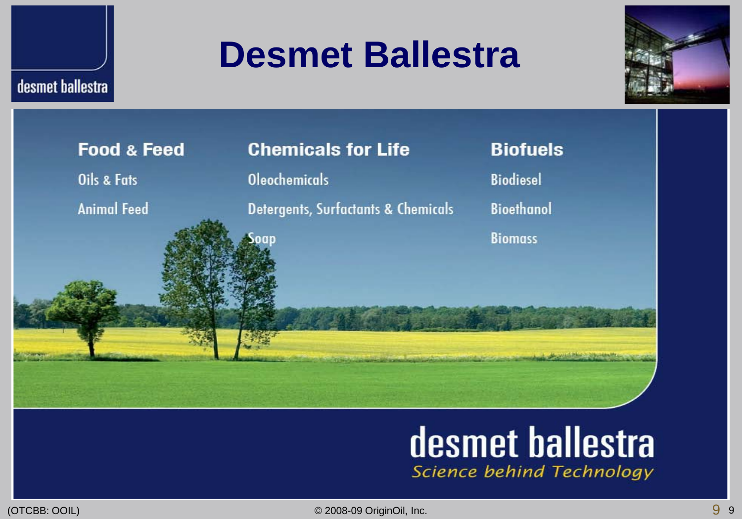# Desmet Ballestra

desmet ballestra

### Food & Feed

Oils & Fats

Animal Feed

### Chemicals for Life

Oleochemicals

Detergents, Surfactants & Chemicals

Soap

### Biofuels

Biodiesel

Bioethanol

Biomass

desmet ballestra

*Science behind Technology*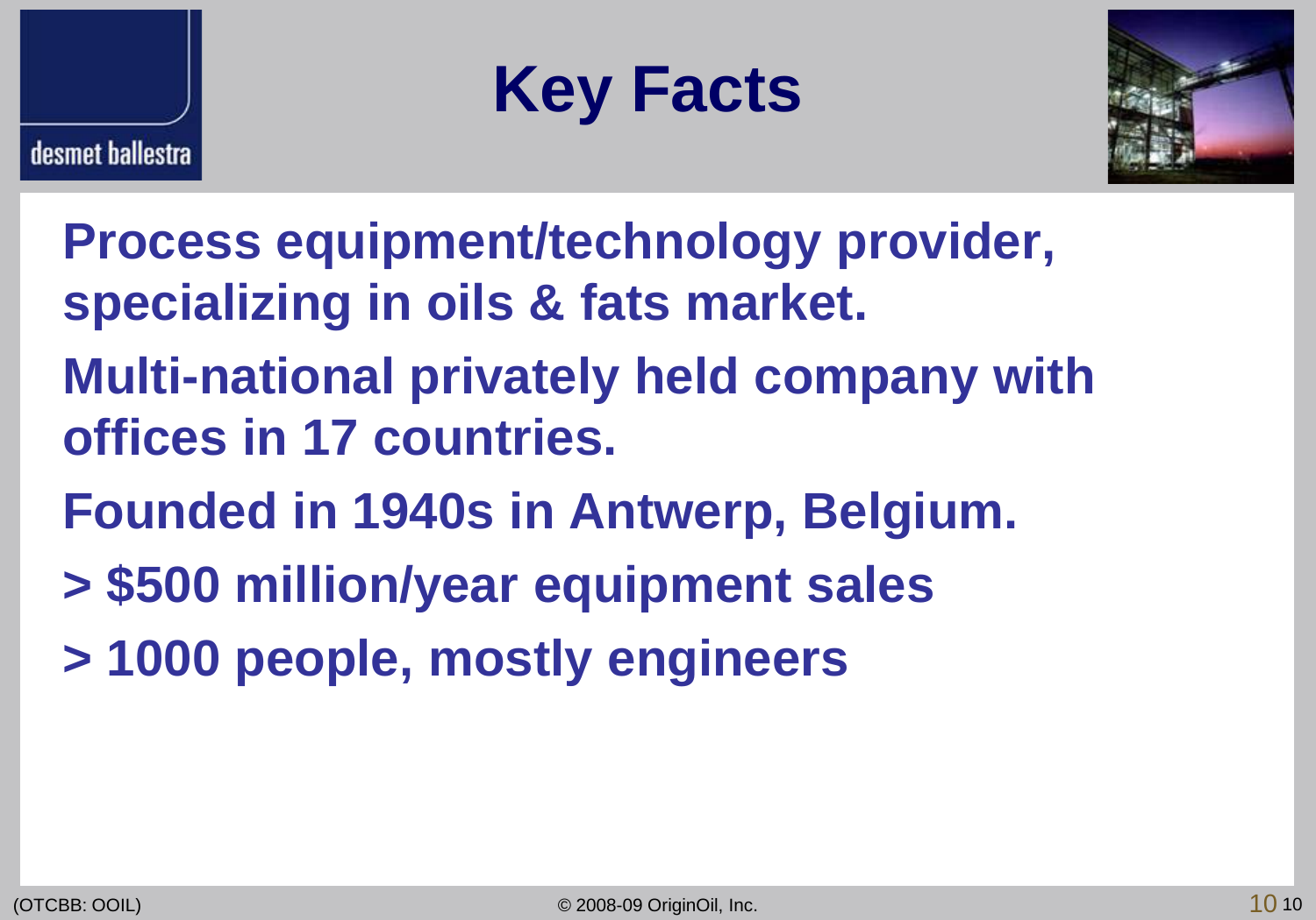# Key Facts

desmet ballestra

- Process equipment/technology provider, specializing in oils & fats market.
- Multi-national privately held company with offices in 17 countries.
- Founded in 1940s in Antwerp, Belgium.
- > $500 million/year equipment sales
- > 1000 people, mostly engineers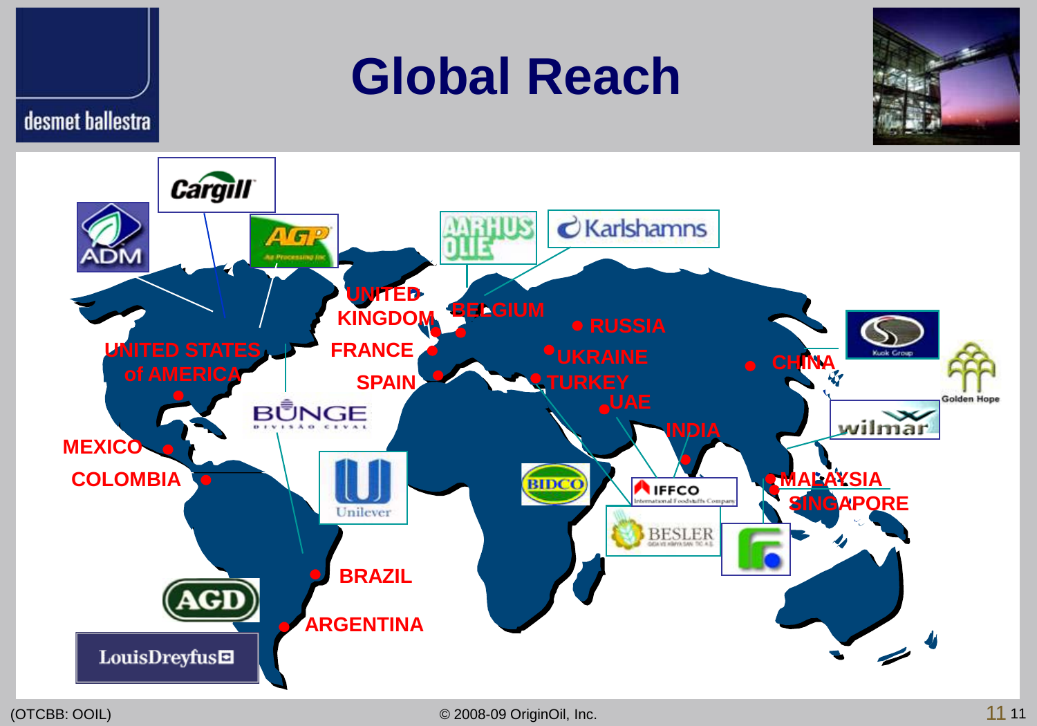# Global Reach

desmet ballestra

Cargill

ADM

AGP

AARHUS OLIE

Karlshamns

UNITED KINGDOM

BELGIUM

RUSSIA

UNITED STATES of AMERICA

FRANCE

UKRAINE

CHINA

SPAIN

TURKEY

UAE

BUNGE

INDIA

MEXICO

COLOMBIA

Unilever

BIDCO

IFFCO

MALAYSIA

SINGAPORE

BESLER

Kuok Group

Golden Hope

wilmar

BRAZIL

AGD

ARGENTINA

LouisDreyfus

(OTCBB: OOIL)

© 2008-09 OriginOil, Inc.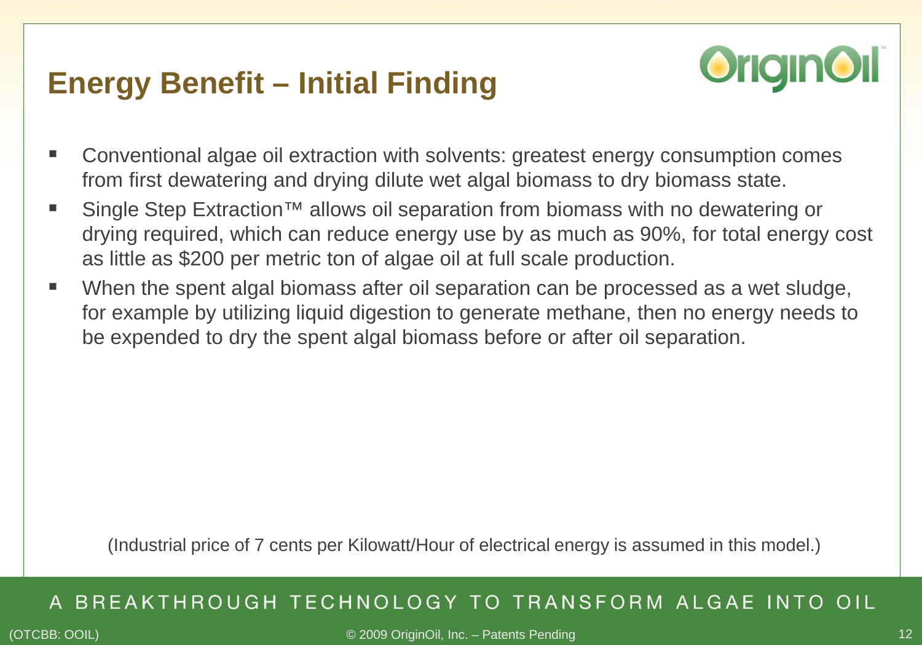# Energy Benefit – Initial Finding

- Conventional algae oil extraction with solvents: greatest energy consumption comes from first dewatering and drying dilute wet algal biomass to dry biomass state.
- Single Step Extraction™ allows oil separation from biomass with no dewatering or drying required, which can reduce energy use by as much as 90%, for total energy cost as little as $200 per metric ton of algae oil at full scale production.
- When the spent algal biomass after oil separation can be processed as a wet sludge, for example by utilizing liquid digestion to generate methane, then no energy needs to be expended to dry the spent algal biomass before or after oil separation.

(Industrial price of 7 cents per Kilowatt/Hour of electrical energy is assumed in this model.)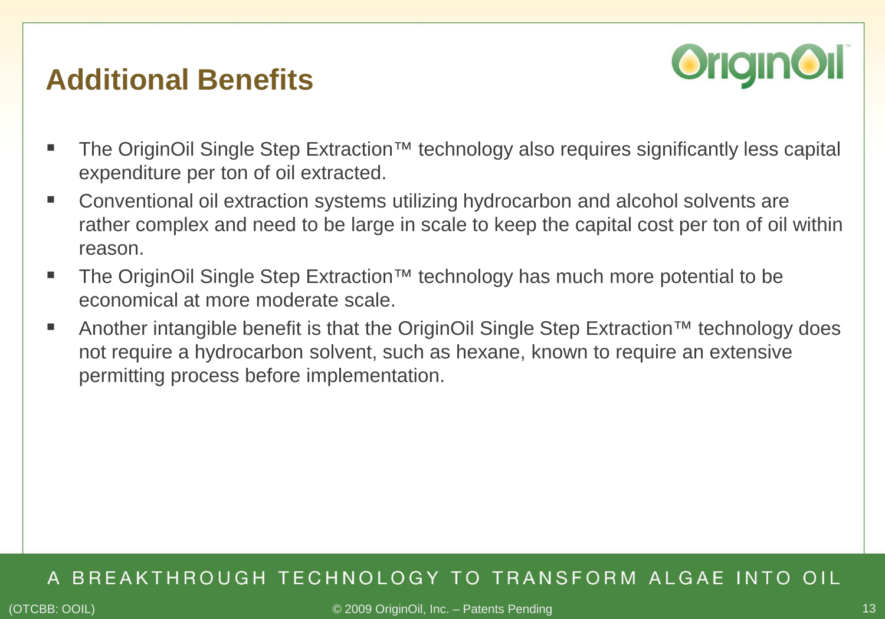# Additional Benefits

- The OriginOil Single Step Extraction™ technology also requires significantly less capital expenditure per ton of oil extracted.
- Conventional oil extraction systems utilizing hydrocarbon and alcohol solvents are rather complex and need to be large in scale to keep the capital cost per ton of oil within reason.
- The OriginOil Single Step Extraction™ technology has much more potential to be economical at more moderate scale.
- Another intangible benefit is that the OriginOil Single Step Extraction™ technology does not require a hydrocarbon solvent, such as hexane, known to require an extensive permitting process before implementation.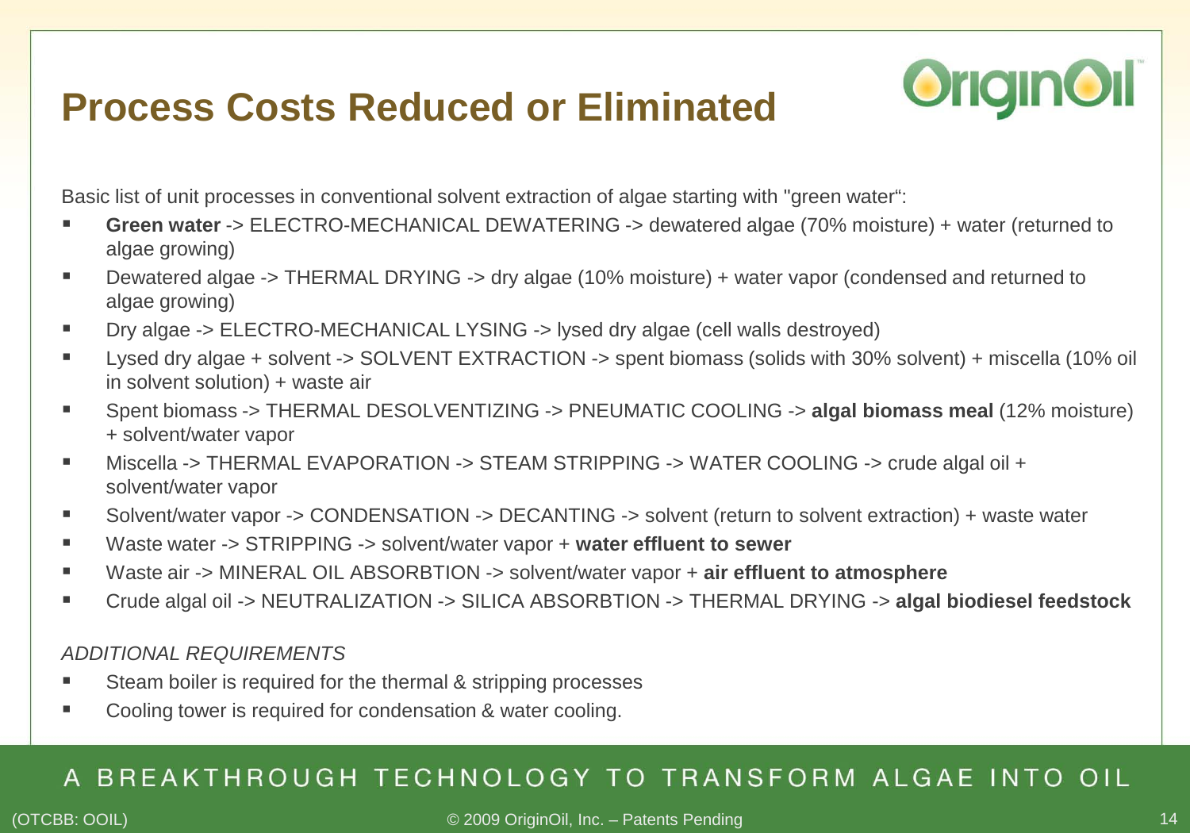# Process Costs Reduced or Eliminated

Basic list of unit processes in conventional solvent extraction of algae starting with "green water“:

- **Green water** -> ELECTRO-MECHANICAL DEWATERING -> dewatered algae (70% moisture) + water (returned to algae growing)
- Dewatered algae -> THERMAL DRYING -> dry algae (10% moisture) + water vapor (condensed and returned to algae growing)
- Dry algae -> ELECTRO-MECHANICAL LYSING -> lysed dry algae (cell walls destroyed)
- Lysed dry algae + solvent -> SOLVENT EXTRACTION -> spent biomass (solids with 30% solvent) + miscella (10% oil in solvent solution) + waste air
- Spent biomass -> THERMAL DESOLVENTIZING -> PNEUMATIC COOLING -> **algal biomass meal** (12% moisture) + solvent/water vapor
- Miscella -> THERMAL EVAPORATION -> STEAM STRIPPING -> WATER COOLING -> crude algal oil + solvent/water vapor
- Solvent/water vapor -> CONDENSATION -> DECANTING -> solvent (return to solvent extraction) + waste water
- Waste water -> STRIPPING -> solvent/water vapor + **water effluent to sewer**
- Waste air -> MINERAL OIL ABSORBTION -> solvent/water vapor + **air effluent to atmosphere**
- Crude algal oil -> NEUTRALIZATION -> SILICA ABSORBTION -> THERMAL DRYING -> **algal biodiesel feedstock**

*ADDITIONAL REQUIREMENTS*

- Steam boiler is required for the thermal & stripping processes
- Cooling tower is required for condensation & water cooling.

A BREAKTHROUGH TECHNOLOGY TO TRANSFORM ALGAE INTO OIL

(OTCBB: OOIL) © 2009 OriginOil, Inc. – Patents Pending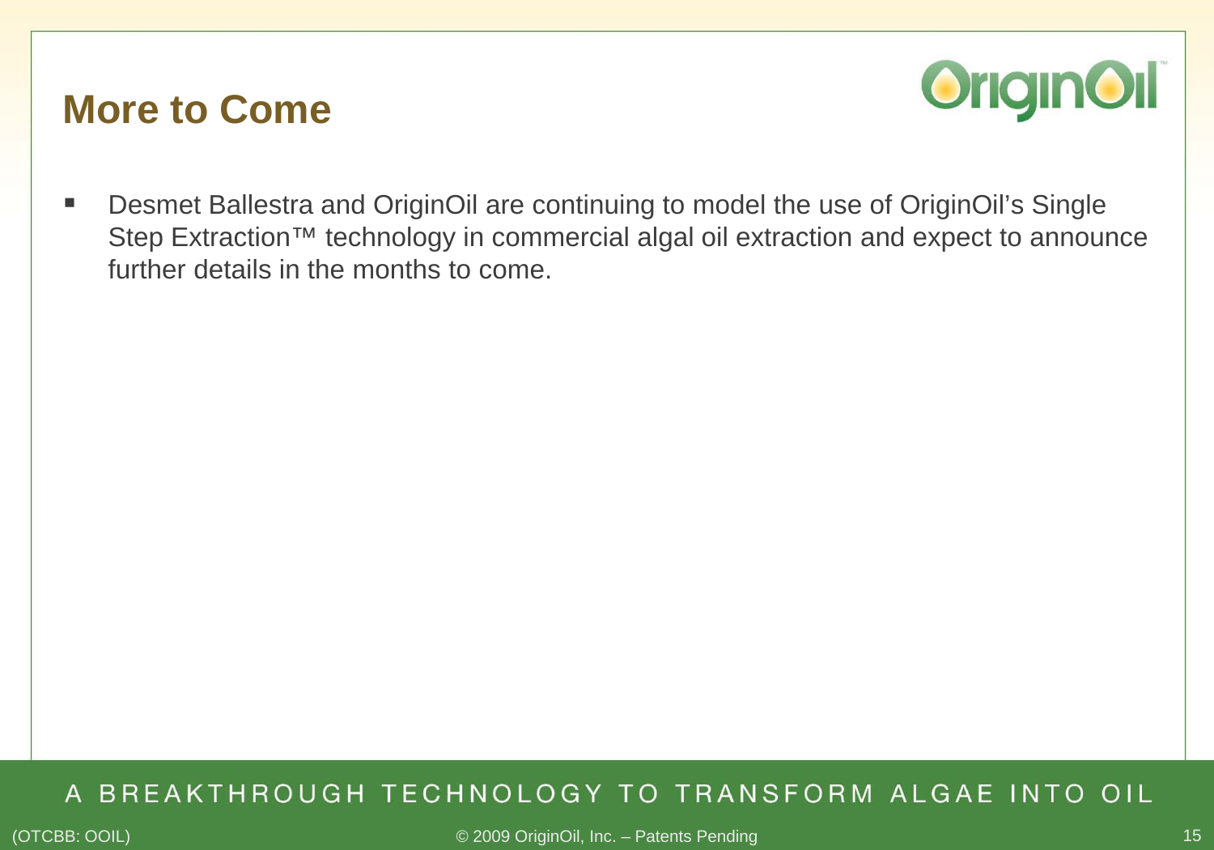## More to Come

- Desmet Ballestra and OriginOil are continuing to model the use of OriginOil's Single Step Extraction™ technology in commercial algal oil extraction and expect to announce further details in the months to come.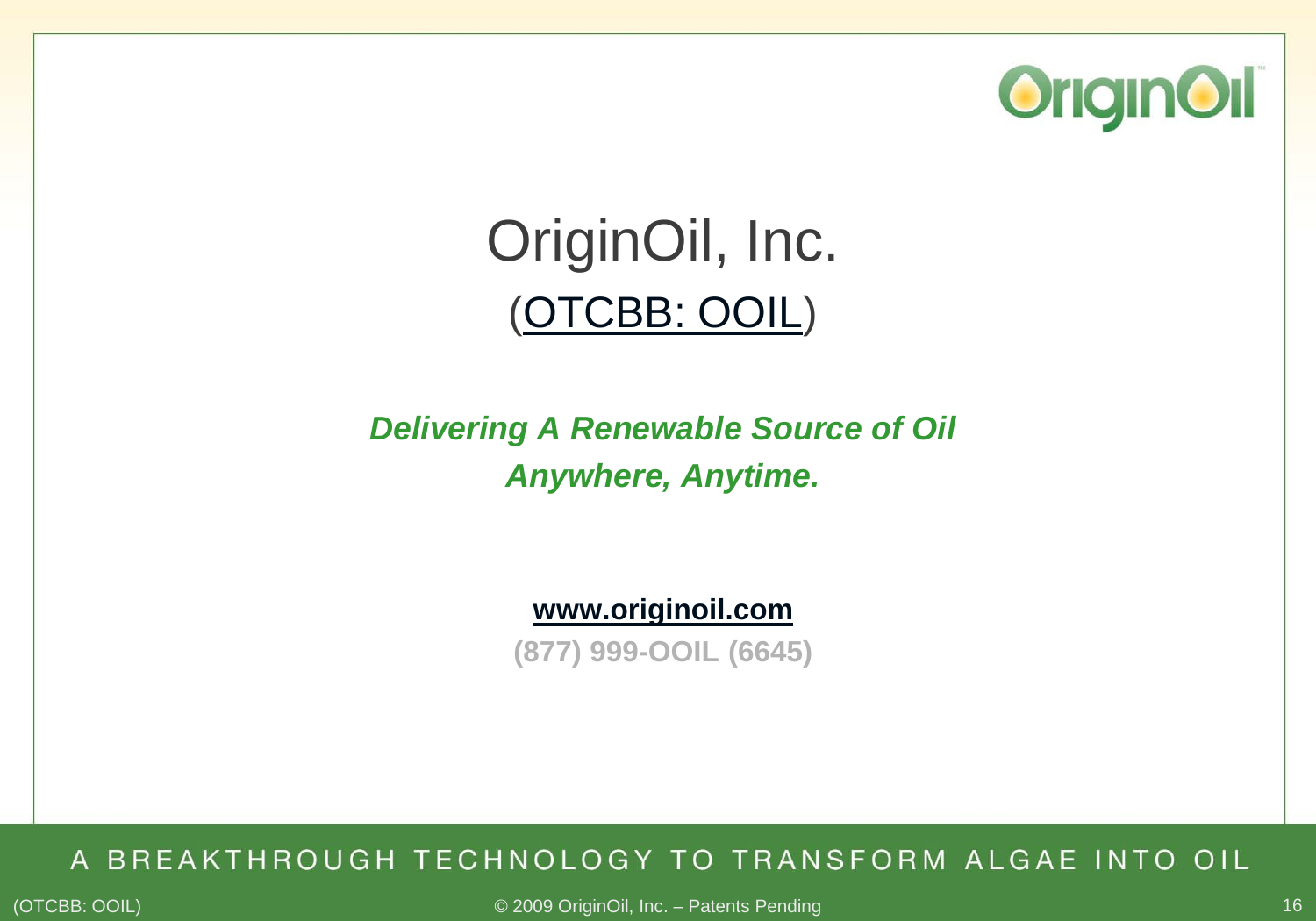# OriginOil, Inc.

## (OTCBB: OOIL)

***Delivering A Renewable Source of Oil***
***Anywhere, Anytime.***

**www.originoil.com**

**(877) 999-OOIL (6645)**

A BREAKTHROUGH TECHNOLOGY TO TRANSFORM ALGAE INTO OIL

© 2009 OriginOil, Inc. – Patents Pending